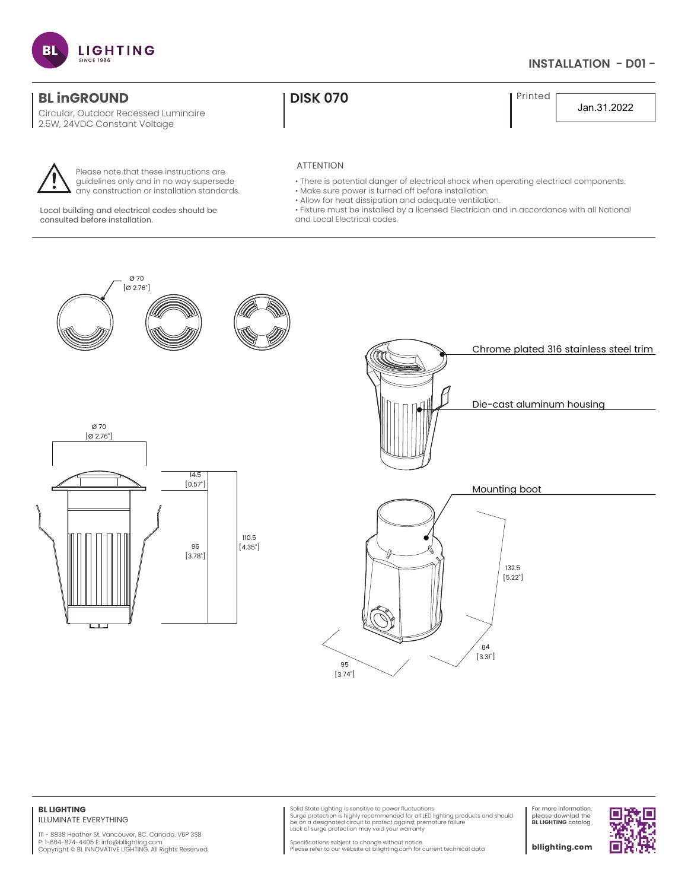# BL LIGHTING

## INSTALLATION - D01 -

## BL inGROUND

Circular, Outdoor Recessed Luminaire
2.5W, 24VDC Constant Voltage

## DISK 070

Printed Jan.31.2022

Please note that these instructions are guidelines only and in no way supersede any construction or installation standards.

Local building and electrical codes should be consulted before installation.

ATTENTION

- There is potential danger of electrical shock when operating electrical components.
- Make sure power is turned off before installation.
- Allow for heat dissipation and adequate ventilation.
- Fixture must be installed by a licensed Electrician and in accordance with all National and Local Electrical codes.

Ø 70 [Ø 2.76"]

Chrome plated 316 stainless steel trim

Die-cast aluminum housing

Ø 70 [Ø 2.76"]

14.5 [0.57"]

96 [3.78"]

110.5 [4.35"]

Mounting boot

132.5 [5.22"]

84 [3.31"]

95 [3.74"]

**BL LIGHTING**
ILLUMINATE EVERYTHING

111 - 8838 Heather St. Vancouver, BC. Canada. V6P 3S8
P: 1-604-874-4405 E: info@bllighting.com
Copyright © BL INNOVATIVE LIGHTING. All Rights Reserved.

Solid State Lighting is sensitive to power fluctuations
Surge protection is highly recommended for all LED lighting products and should be on a designated circuit to protect against premature failure
Lack of surge protection may void your warranty

Specifications subject to change without notice.
Please refer to our website at bllighting.com for current technical data.

For more information, please download the **BL LIGHTING** catalog

**bllighting.com**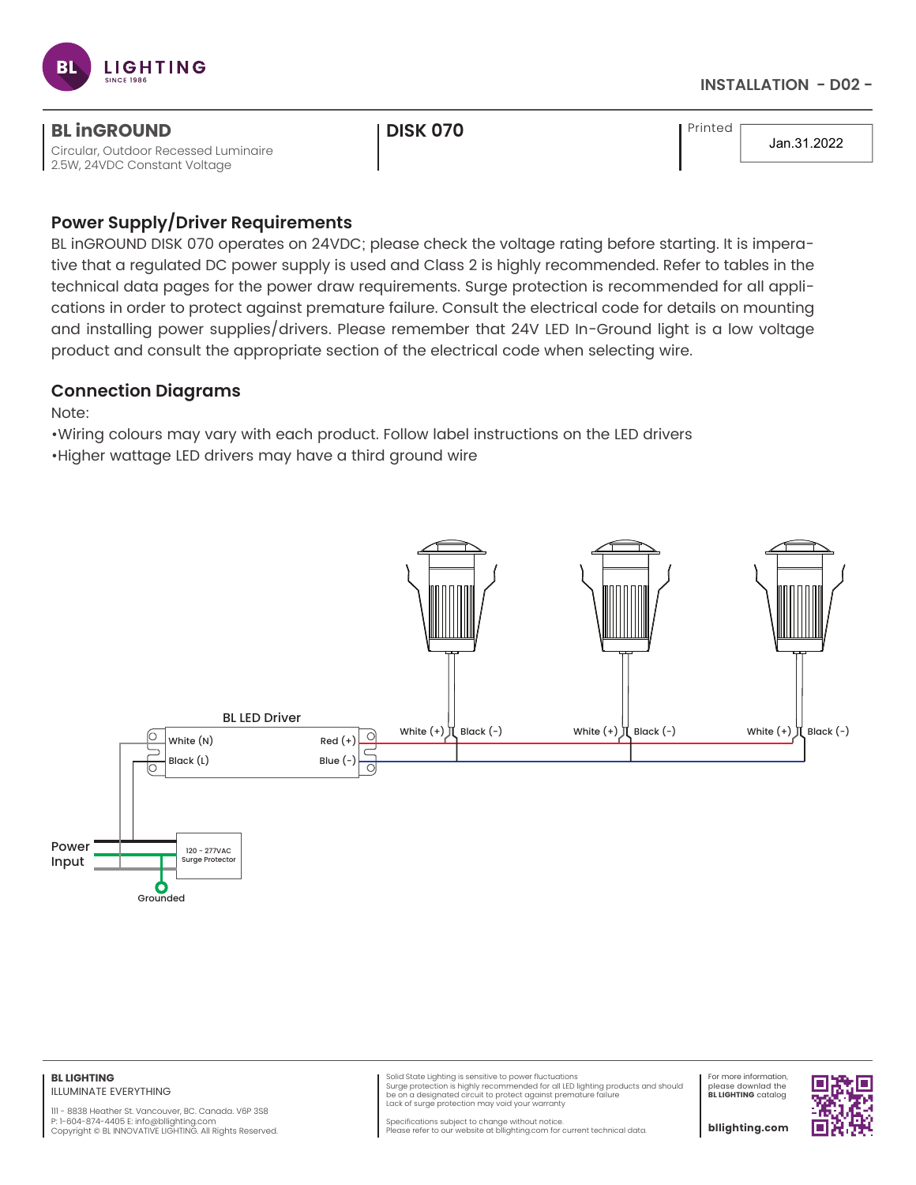**BL inGROUND**
Circular, Outdoor Recessed Luminaire
2.5W, 24VDC Constant Voltage

**DISK 070**

Printed Jan.31.2022

## Power Supply/Driver Requirements

BL inGROUND DISK 070 operates on 24VDC; please check the voltage rating before starting. It is imperative that a regulated DC power supply is used and Class 2 is highly recommended. Refer to tables in the technical data pages for the power draw requirements. Surge protection is recommended for all applications in order to protect against premature failure. Consult the electrical code for details on mounting and installing power supplies/drivers. Please remember that 24V LED In-Ground light is a low voltage product and consult the appropriate section of the electrical code when selecting wire.

## Connection Diagrams

Note:

•Wiring colours may vary with each product. Follow label instructions on the LED drivers

•Higher wattage LED drivers may have a third ground wire

BL LED Driver

White (N) Red (+)
Black (L) Blue (-)

White (+) Black (-)
White (+) Black (-)
White (+) Black (-)

Power Input

120 - 277VAC Surge Protector

Grounded

**BL LIGHTING**
ILLUMINATE EVERYTHING

111 - 8838 Heather St. Vancouver, BC. Canada. V6P 3S8
P: 1-604-874-4405 E: info@bllighting.com
Copyright © BL INNOVATIVE LIGHTING. All Rights Reserved.

Solid State Lighting is sensitive to power fluctuations
Surge protection is highly recommended for all LED lighting products and should be on a designated circuit to protect against premature failure
Lack of surge protection may void your warranty

Specifications subject to change without notice.
Please refer to our website at bllighting.com for current technical data.

For more information, please download the **BL LIGHTING** catalog

**bllighting.com**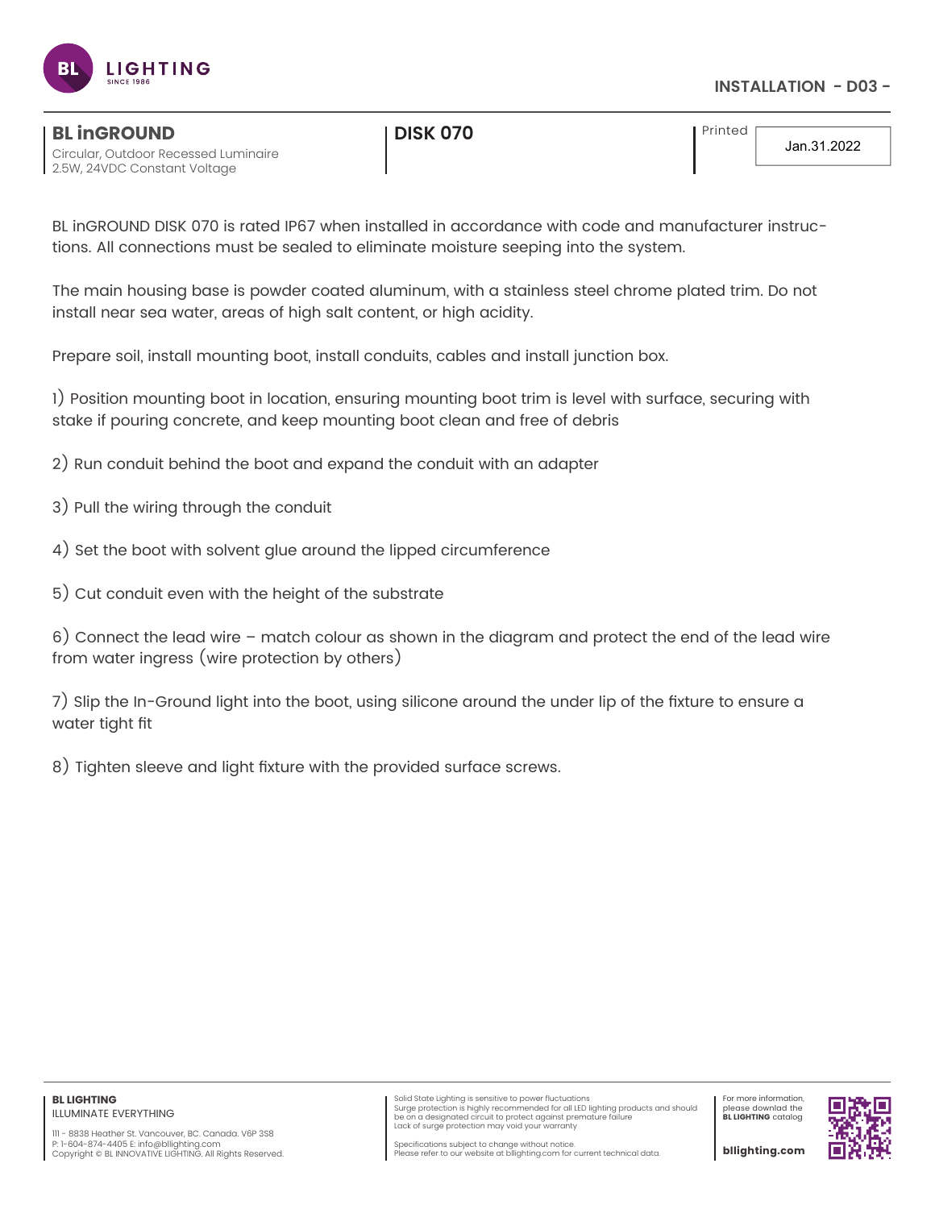**BL inGROUND**
Circular, Outdoor Recessed Luminaire
2.5W, 24VDC Constant Voltage

**DISK 070**

Printed Jan.31.2022

BL inGROUND DISK 070 is rated IP67 when installed in accordance with code and manufacturer instructions. All connections must be sealed to eliminate moisture seeping into the system.

The main housing base is powder coated aluminum, with a stainless steel chrome plated trim. Do not install near sea water, areas of high salt content, or high acidity.

Prepare soil, install mounting boot, install conduits, cables and install junction box.

1) Position mounting boot in location, ensuring mounting boot trim is level with surface, securing with stake if pouring concrete, and keep mounting boot clean and free of debris

2) Run conduit behind the boot and expand the conduit with an adapter

3) Pull the wiring through the conduit

4) Set the boot with solvent glue around the lipped circumference

5) Cut conduit even with the height of the substrate

6) Connect the lead wire – match colour as shown in the diagram and protect the end of the lead wire from water ingress (wire protection by others)

7) Slip the In-Ground light into the boot, using silicone around the under lip of the fixture to ensure a water tight fit

8) Tighten sleeve and light fixture with the provided surface screws.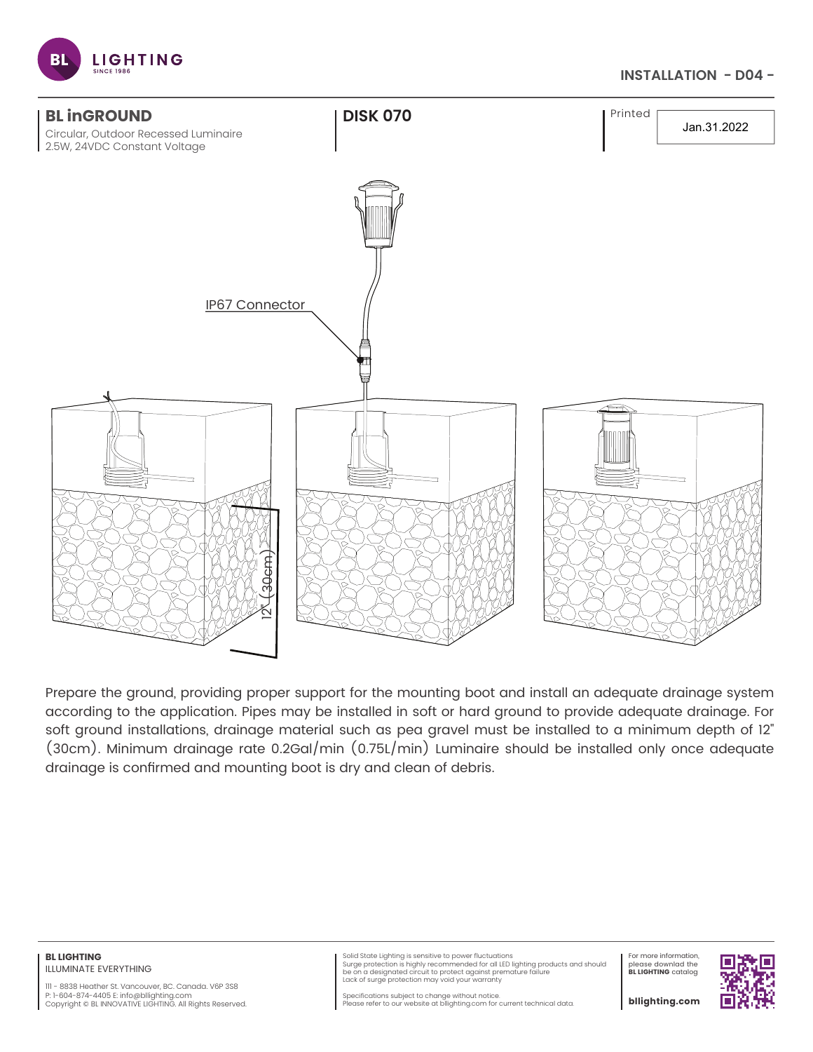INSTALLATION - D04 -

## BL inGROUND

Circular, Outdoor Recessed Luminaire
2.5W, 24VDC Constant Voltage

## DISK 070

Printed Jan.31.2022

IP67 Connector

12" (30cm)

Prepare the ground, providing proper support for the mounting boot and install an adequate drainage system according to the application. Pipes may be installed in soft or hard ground to provide adequate drainage. For soft ground installations, drainage material such as pea gravel must be installed to a minimum depth of 12" (30cm). Minimum drainage rate 0.2Gal/min (0.75L/min) Luminaire should be installed only once adequate drainage is confirmed and mounting boot is dry and clean of debris.

**BL LIGHTING**
ILLUMINATE EVERYTHING

111 - 8838 Heather St. Vancouver, BC. Canada. V6P 3S8
P: 1-604-874-4405 E: info@bllighting.com
Copyright © BL INNOVATIVE LIGHTING. All Rights Reserved.

Solid State Lighting is sensitive to power fluctuations
Surge protection is highly recommended for all LED lighting products and should be on a designated circuit to protect against premature failure
Lack of surge protection may void your warranty

Specifications subject to change without notice.
Please refer to our website at bllighting.com for current technical data.

For more information, please downlad the **BL LIGHTING** catalog

**bllighting.com**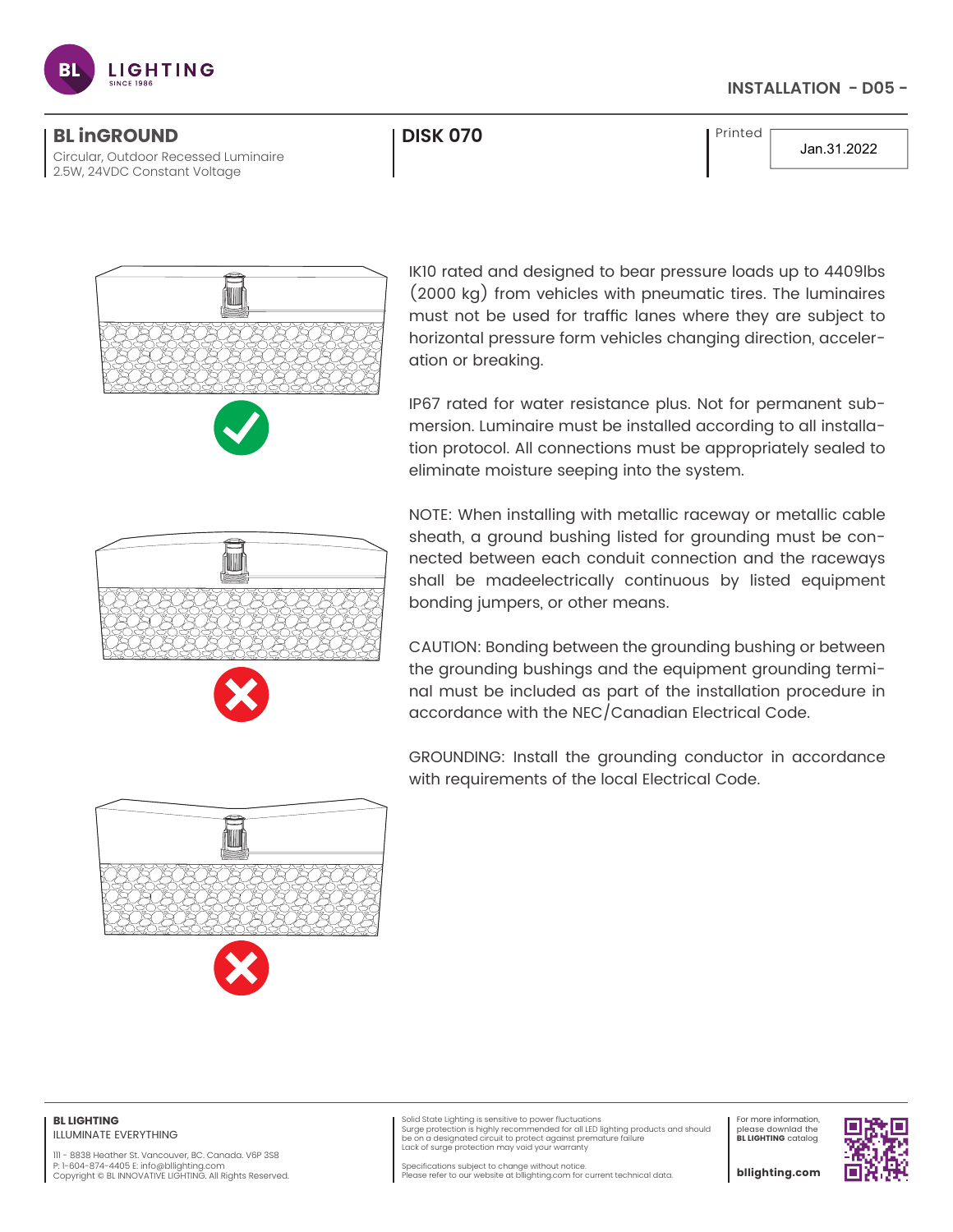**BL inGROUND**
Circular, Outdoor Recessed Luminaire
2.5W, 24VDC Constant Voltage

**DISK 070**

Printed Jan.31.2022

IK10 rated and designed to bear pressure loads up to 4409lbs (2000 kg) from vehicles with pneumatic tires. The luminaires must not be used for traffic lanes where they are subject to horizontal pressure form vehicles changing direction, acceleration or breaking.

IP67 rated for water resistance plus. Not for permanent submersion. Luminaire must be installed according to all installation protocol. All connections must be appropriately sealed to eliminate moisture seeping into the system.

NOTE: When installing with metallic raceway or metallic cable sheath, a ground bushing listed for grounding must be connected between each conduit connection and the raceways shall be madeelectrically continuous by listed equipment bonding jumpers, or other means.

CAUTION: Bonding between the grounding bushing or between the grounding bushings and the equipment grounding terminal must be included as part of the installation procedure in accordance with the NEC/Canadian Electrical Code.

GROUNDING: Install the grounding conductor in accordance with requirements of the local Electrical Code.